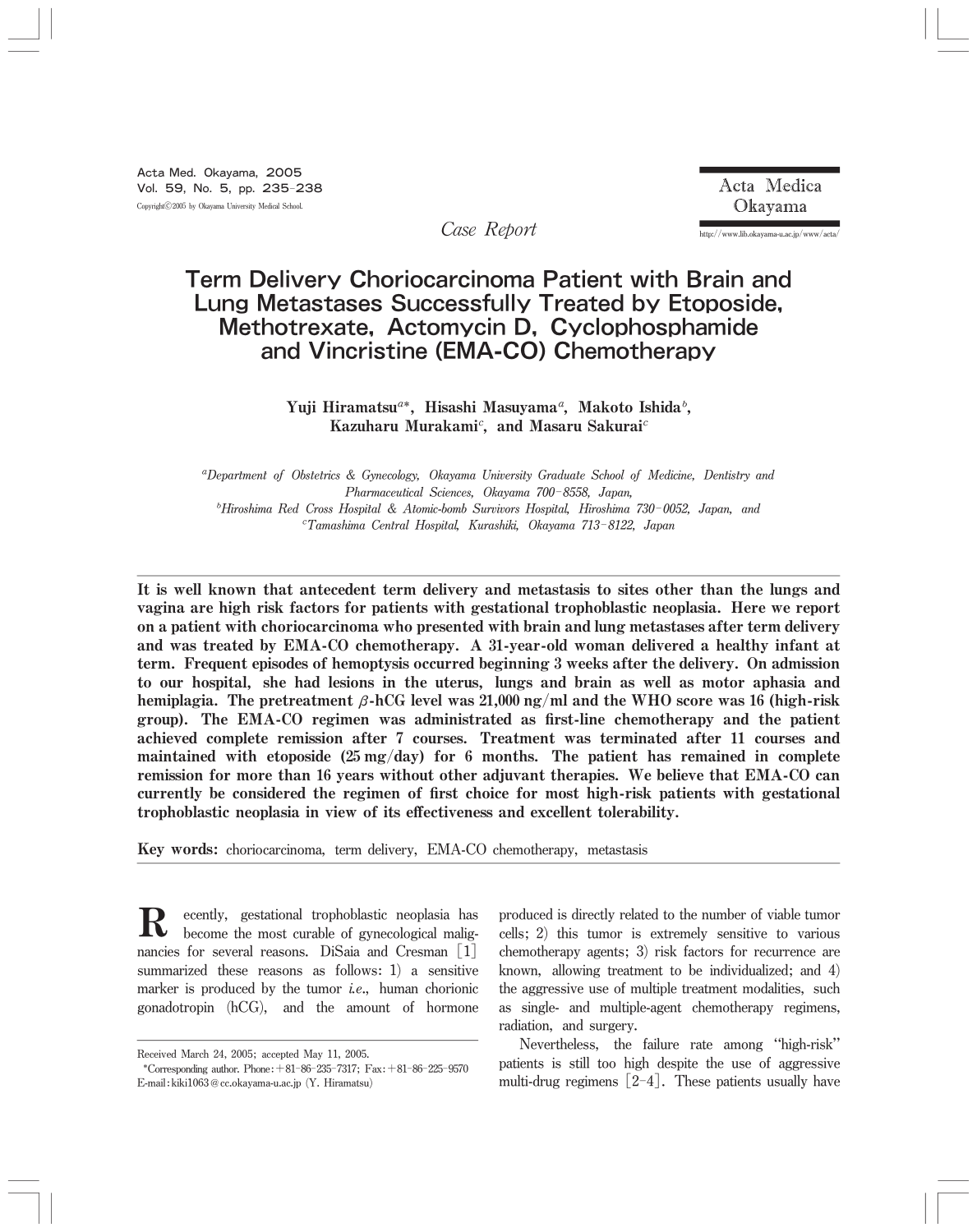*Case Report*

# Term Delivery Choriocarcinoma Patient with Brain and Lung Metastases Successfully Treated by Etoposide, Methotrexate, Actomycin D, Cyclophosphamide and Vincristine (EMA-CO) Chemotherapy

**Yuji Hiramatsu[a*], Hisashi Masuyama[a], Makoto Ishida[b], Kazuharu Murakami[c], and Masaru Sakurai[c]**

[a]*Department of Obstetrics & Gynecology, Okayama University Graduate School of Medicine, Dentistry and Pharmaceutical Sciences, Okayama 700–8558, Japan,*
[b]*Hiroshima Red Cross Hospital & Atomic-bomb Survivors Hospital, Hiroshima 730–0052, Japan, and*
[c]*Tamashima Central Hospital, Kurashiki, Okayama 713–8122, Japan*

**It is well known that antecedent term delivery and metastasis to sites other than the lungs and vagina are high risk factors for patients with gestational trophoblastic neoplasia. Here we report on a patient with choriocarcinoma who presented with brain and lung metastases after term delivery and was treated by EMA-CO chemotherapy. A 31-year-old woman delivered a healthy infant at term. Frequent episodes of hemoptysis occurred beginning 3 weeks after the delivery. On admission to our hospital, she had lesions in the uterus, lungs and brain as well as motor aphasia and hemiplagia. The pretreatment $\beta$-hCG level was 21,000 ng/ml and the WHO score was 16 (high-risk group). The EMA-CO regimen was administrated as first-line chemotherapy and the patient achieved complete remission after 7 courses. Treatment was terminated after 11 courses and maintained with etoposide (25 mg/day) for 6 months. The patient has remained in complete remission for more than 16 years without other adjuvant therapies. We believe that EMA-CO can currently be considered the regimen of first choice for most high-risk patients with gestational trophoblastic neoplasia in view of its effectiveness and excellent tolerability.**

**Key words:** choriocarcinoma, term delivery, EMA-CO chemotherapy, metastasis

Recently, gestational trophoblastic neoplasia has become the most curable of gynecological malignancies for several reasons. DiSaia and Cresman [1] summarized these reasons as follows: 1) a sensitive marker is produced by the tumor *i.e.*, human chorionic gonadotropin (hCG), and the amount of hormone produced is directly related to the number of viable tumor cells; 2) this tumor is extremely sensitive to various chemotherapy agents; 3) risk factors for recurrence are known, allowing treatment to be individualized; and 4) the aggressive use of multiple treatment modalities, such as single- and multiple-agent chemotherapy regimens, radiation, and surgery.

Nevertheless, the failure rate among "high-risk" patients is still too high despite the use of aggressive multi-drug regimens [2-4]. These patients usually have

Received March 24, 2005; accepted May 11, 2005.
*Corresponding author. Phone: +81–86–235–7317; Fax: +81–86–225–9570
E-mail: kiki1063@cc.okayama-u.ac.jp (Y. Hiramatsu)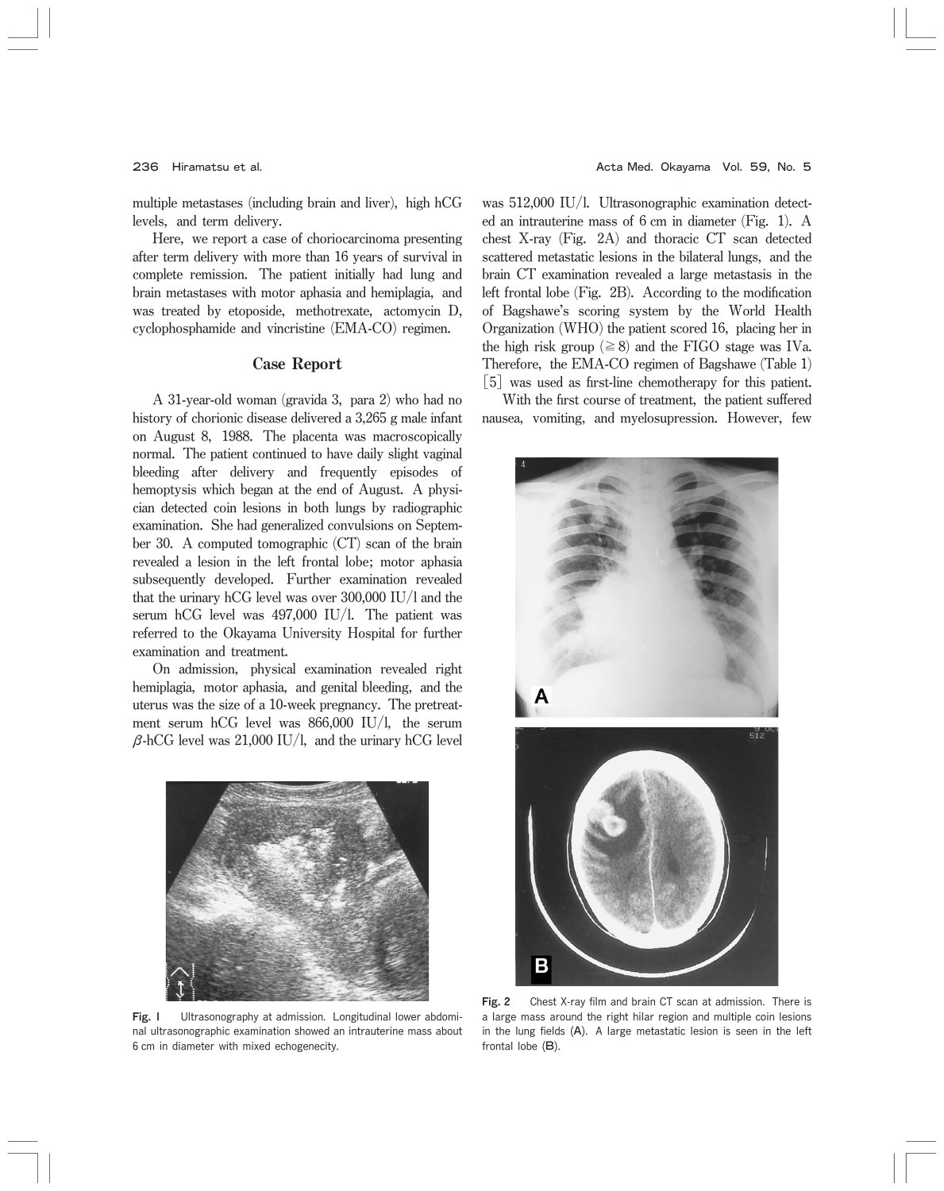multiple metastases (including brain and liver), high hCG levels, and term delivery.

Here, we report a case of choriocarcinoma presenting after term delivery with more than 16 years of survival in complete remission. The patient initially had lung and brain metastases with motor aphasia and hemiplagia, and was treated by etoposide, methotrexate, actomycin D, cyclophosphamide and vincristine (EMA-CO) regimen.

## Case Report

A 31-year-old woman (gravida 3, para 2) who had no history of chorionic disease delivered a 3,265 g male infant on August 8, 1988. The placenta was macroscopically normal. The patient continued to have daily slight vaginal bleeding after delivery and frequently episodes of hemoptysis which began at the end of August. A physician detected coin lesions in both lungs by radiographic examination. She had generalized convulsions on September 30. A computed tomographic (CT) scan of the brain revealed a lesion in the left frontal lobe; motor aphasia subsequently developed. Further examination revealed that the urinary hCG level was over 300,000 IU/l and the serum hCG level was 497,000 IU/l. The patient was referred to the Okayama University Hospital for further examination and treatment.

On admission, physical examination revealed right hemiplagia, motor aphasia, and genital bleeding, and the uterus was the size of a 10-week pregnancy. The pretreatment serum hCG level was 866,000 IU/l, the serum $\beta$-hCG level was 21,000 IU/l, and the urinary hCG level was 512,000 IU/l. Ultrasonographic examination detected an intrauterine mass of 6 cm in diameter (Fig. 1). A chest X-ray (Fig. 2A) and thoracic CT scan detected scattered metastatic lesions in the bilateral lungs, and the brain CT examination revealed a large metastasis in the left frontal lobe (Fig. 2B). According to the modification of Bagshawe's scoring system by the World Health Organization (WHO) the patient scored 16, placing her in the high risk group ($\geqq 8$) and the FIGO stage was IVa. Therefore, the EMA-CO regimen of Bagshawe (Table 1) [5] was used as first-line chemotherapy for this patient.

With the first course of treatment, the patient suffered nausea, vomiting, and myelosupression. However, few

**Fig. 1** Ultrasonography at admission. Longitudinal lower abdominal ultrasonographic examination showed an intrauterine mass about 6 cm in diameter with mixed echogenecity.

**Fig. 2** Chest X-ray film and brain CT scan at admission. There is a large mass around the right hilar region and multiple coin lesions in the lung fields (**A**). A large metastatic lesion is seen in the left frontal lobe (**B**).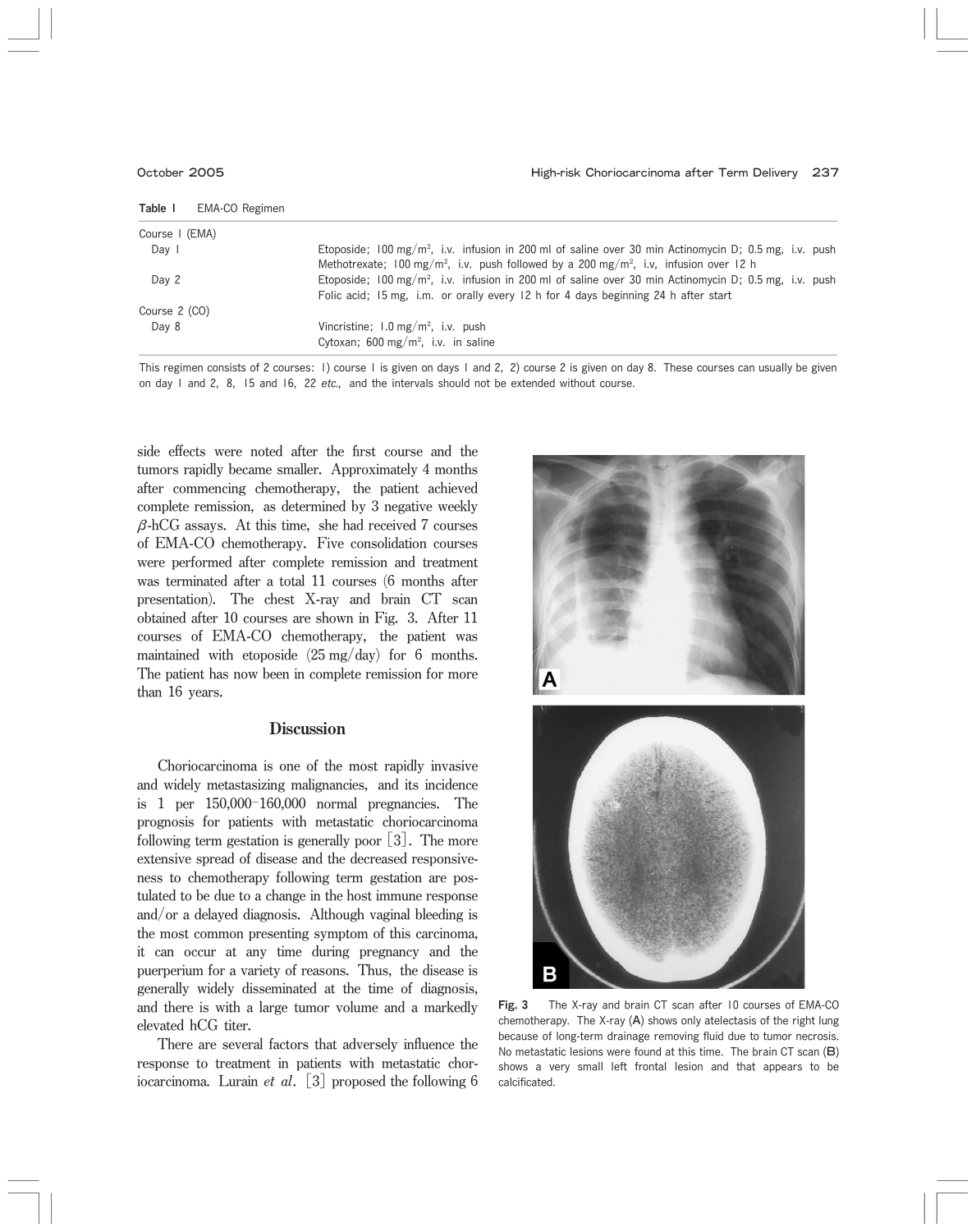**Table 1** EMA-CO Regimen

| | |
|---|---|
| Course 1 (EMA) | |
| Day 1 | Etoposide; 100 mg/m$^2$, i.v. infusion in 200 ml of saline over 30 min Actinomycin D; 0.5 mg, i.v. push Methotrexate; 100 mg/m$^2$, i.v. push followed by a 200 mg/m$^2$, i.v, infusion over 12 h |
| Day 2 | Etoposide; 100 mg/m$^2$, i.v. infusion in 200 ml of saline over 30 min Actinomycin D; 0.5 mg, i.v. push Folic acid; 15 mg, i.m. or orally every 12 h for 4 days beginning 24 h after start |
| Course 2 (CO) | |
| Day 8 | Vincristine; 1.0 mg/m$^2$, i.v. push Cytoxan; 600 mg/m$^2$, i.v. in saline |

This regimen consists of 2 courses: 1) course 1 is given on days 1 and 2, 2) course 2 is given on day 8. These courses can usually be given on day 1 and 2, 8, 15 and 16, 22 *etc.,* and the intervals should not be extended without course.

side effects were noted after the first course and the tumors rapidly became smaller. Approximately 4 months after commencing chemotherapy, the patient achieved complete remission, as determined by 3 negative weekly $\beta$-hCG assays. At this time, she had received 7 courses of EMA-CO chemotherapy. Five consolidation courses were performed after complete remission and treatment was terminated after a total 11 courses (6 months after presentation). The chest X-ray and brain CT scan obtained after 10 courses are shown in Fig. 3. After 11 courses of EMA-CO chemotherapy, the patient was maintained with etoposide (25 mg/day) for 6 months. The patient has now been in complete remission for more than 16 years.

## Discussion

Choriocarcinoma is one of the most rapidly invasive and widely metastasizing malignancies, and its incidence is 1 per 150,000–160,000 normal pregnancies. The prognosis for patients with metastatic choriocarcinoma following term gestation is generally poor [3]. The more extensive spread of disease and the decreased responsiveness to chemotherapy following term gestation are postulated to be due to a change in the host immune response and/or a delayed diagnosis. Although vaginal bleeding is the most common presenting symptom of this carcinoma, it can occur at any time during pregnancy and the puerperium for a variety of reasons. Thus, the disease is generally widely disseminated at the time of diagnosis, and there is with a large tumor volume and a markedly elevated hCG titer.

There are several factors that adversely influence the response to treatment in patients with metastatic choriocarcinoma. Lurain *et al*. [3] proposed the following 6

**Fig. 3** The X-ray and brain CT scan after 10 courses of EMA-CO chemotherapy. The X-ray (**A**) shows only atelectasis of the right lung because of long-term drainage removing fluid due to tumor necrosis. No metastatic lesions were found at this time. The brain CT scan (**B**) shows a very small left frontal lesion and that appears to be calcificated.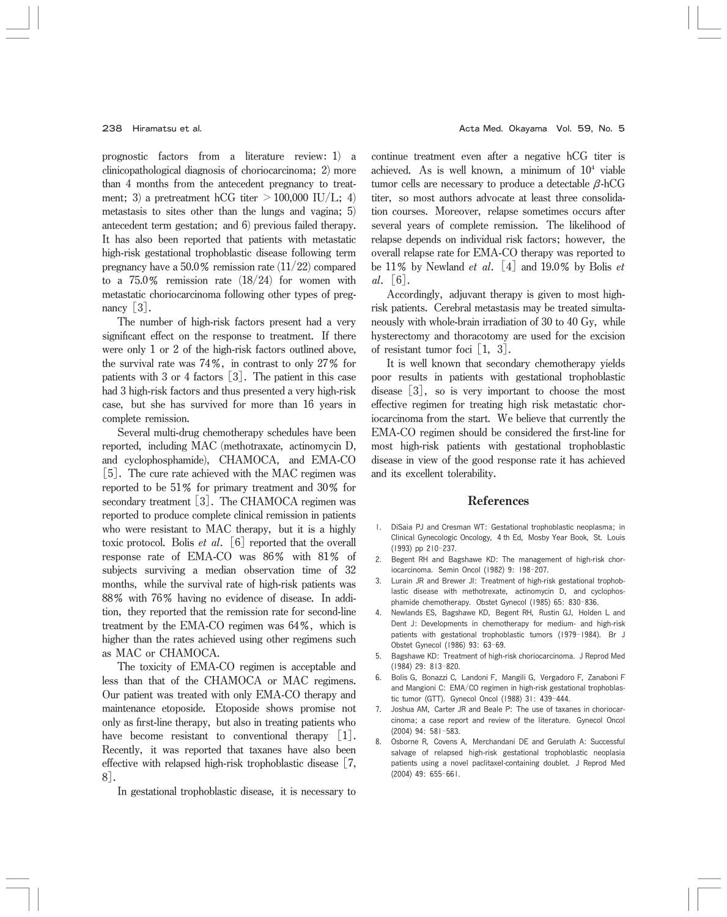prognostic factors from a literature review: 1) a clinicopathological diagnosis of choriocarcinoma; 2) more than 4 months from the antecedent pregnancy to treatment; 3) a pretreatment hCG titer > 100,000 IU/L; 4) metastasis to sites other than the lungs and vagina; 5) antecedent term gestation; and 6) previous failed therapy. It has also been reported that patients with metastatic high-risk gestational trophoblastic disease following term pregnancy have a 50.0% remission rate (11/22) compared to a 75.0% remission rate (18/24) for women with metastatic choriocarcinoma following other types of pregnancy [3].

The number of high-risk factors present had a very significant effect on the response to treatment. If there were only 1 or 2 of the high-risk factors outlined above, the survival rate was 74%, in contrast to only 27% for patients with 3 or 4 factors [3]. The patient in this case had 3 high-risk factors and thus presented a very high-risk case, but she has survived for more than 16 years in complete remission.

Several multi-drug chemotherapy schedules have been reported, including MAC (methotraxate, actinomycin D, and cyclophosphamide), CHAMOCA, and EMA-CO [5]. The cure rate achieved with the MAC regimen was reported to be 51% for primary treatment and 30% for secondary treatment [3]. The CHAMOCA regimen was reported to produce complete clinical remission in patients who were resistant to MAC therapy, but it is a highly toxic protocol. Bolis *et al*. [6] reported that the overall response rate of EMA-CO was 86% with 81% of subjects surviving a median observation time of 32 months, while the survival rate of high-risk patients was 88% with 76% having no evidence of disease. In addition, they reported that the remission rate for second-line treatment by the EMA-CO regimen was 64%, which is higher than the rates achieved using other regimens such as MAC or CHAMOCA.

The toxicity of EMA-CO regimen is acceptable and less than that of the CHAMOCA or MAC regimens. Our patient was treated with only EMA-CO therapy and maintenance etoposide. Etoposide shows promise not only as first-line therapy, but also in treating patients who have become resistant to conventional therapy [1]. Recently, it was reported that taxanes have also been effective with relapsed high-risk trophoblastic disease [7, 8].

In gestational trophoblastic disease, it is necessary to continue treatment even after a negative hCG titer is achieved. As is well known, a minimum of $10^4$ viable tumor cells are necessary to produce a detectable $\beta$-hCG titer, so most authors advocate at least three consolidation courses. Moreover, relapse sometimes occurs after several years of complete remission. The likelihood of relapse depends on individual risk factors; however, the overall relapse rate for EMA-CO therapy was reported to be 11% by Newland *et al*. [4] and 19.0% by Bolis *et al*. [6].

Accordingly, adjuvant therapy is given to most high-risk patients. Cerebral metastasis may be treated simultaneously with whole-brain irradiation of 30 to 40 Gy, while hysterectomy and thoracotomy are used for the excision of resistant tumor foci [1, 3].

It is well known that secondary chemotherapy yields poor results in patients with gestational trophoblastic disease [3], so is very important to choose the most effective regimen for treating high risk metastatic choriocarcinoma from the start. We believe that currently the EMA-CO regimen should be considered the first-line for most high-risk patients with gestational trophoblastic disease in view of the good response rate it has achieved and its excellent tolerability.

## References

1. DiSaia PJ and Cresman WT: Gestational trophoblastic neoplasma; in Clinical Gynecologic Oncology, 4 th Ed, Mosby Year Book, St. Louis (1993) pp 210–237.
2. Begent RH and Bagshawe KD: The management of high-risk choriocarcinoma. Semin Oncol (1982) 9: 198–207.
3. Lurain JR and Brewer JI: Treatment of high-risk gestational trophoblastic disease with methotrexate, actinomycin D, and cyclophosphamide chemotherapy. Obstet Gynecol (1985) 65: 830–836.
4. Newlands ES, Bagshawe KD, Begent RH, Rustin GJ, Holden L and Dent J: Developments in chemotherapy for medium- and high-risk patients with gestational trophoblastic tumors (1979–1984). Br J Obstet Gynecol (1986) 93: 63–69.
5. Bagshawe KD: Treatment of high-risk choriocarcinoma. J Reprod Med (1984) 29: 813–820.
6. Bolis G, Bonazzi C, Landoni F, Mangili G, Vergadoro F, Zanaboni F and Mangioni C: EMA/CO regimen in high-risk gestational trophoblastic tumor (GTT). Gynecol Oncol (1988) 31: 439–444.
7. Joshua AM, Carter JR and Beale P: The use of taxanes in choriocarcinoma; a case report and review of the literature. Gynecol Oncol (2004) 94: 581–583.
8. Osborne R, Covens A, Merchandani DE and Gerulath A: Successful salvage of relapsed high-risk gestational trophoblastic neoplasia patients using a novel paclitaxel-containing doublet. J Reprod Med (2004) 49: 655–661.